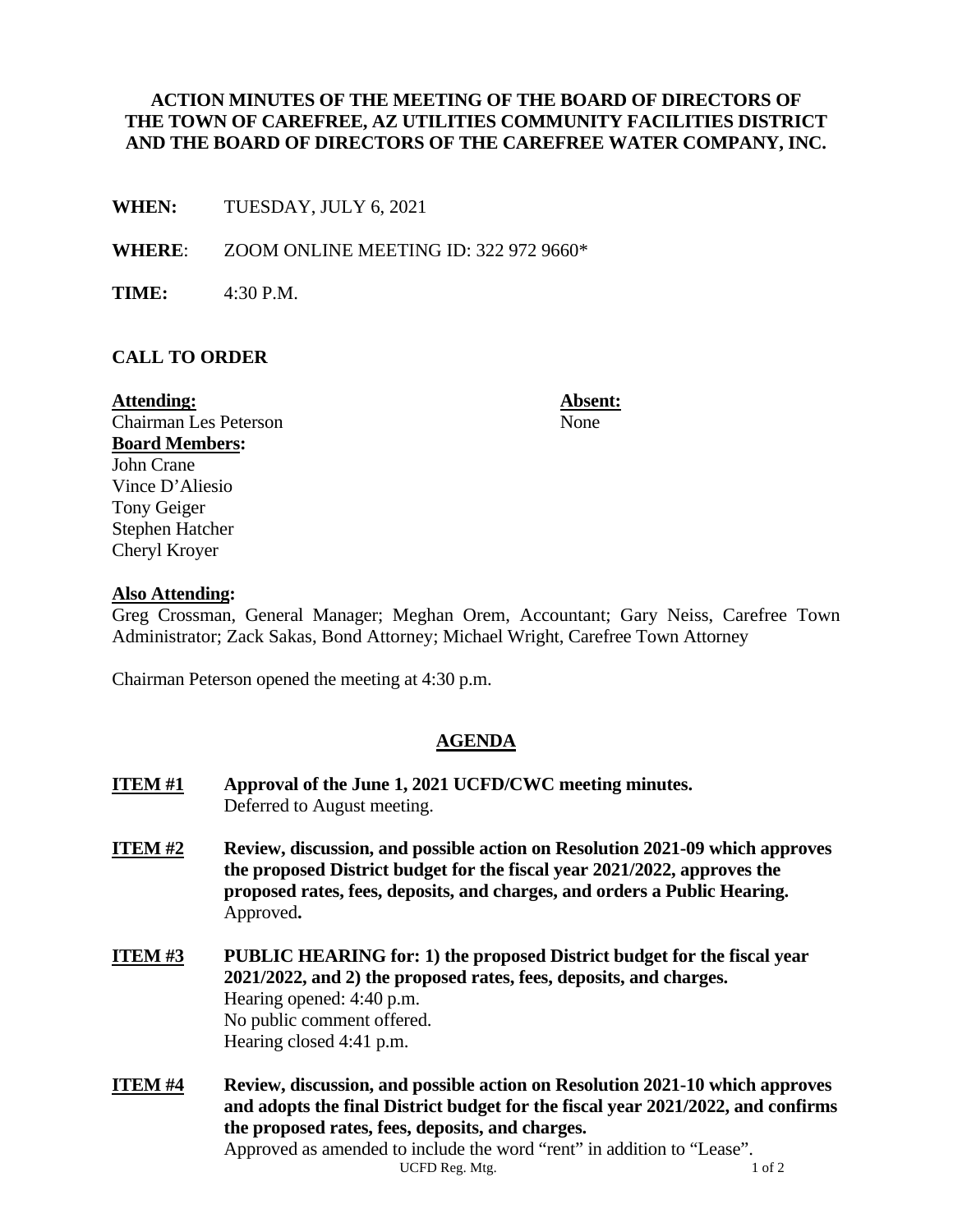# ACTION MINUTES OF THE MEETING OF THE BOARD OF DIRECTORS OF THE TOWN OF CAREFREE, AZ UTILITIES COMMUNITY FACILITIES DISTRICT AND THE BOARD OF DIRECTORS OF THE CAREFREE WATER COMPANY, INC.

**WHEN:** TUESDAY, JULY 6, 2021

**WHERE**: ZOOM ONLINE MEETING ID: 322 972 9660*

**TIME:** 4:30 P.M.

## CALL TO ORDER

| **Attending:** | **Absent:** |
|---|---|
| Chairman Les Peterson | None |
| **Board Members:** | |
| John Crane | |
| Vince D'Aliesio | |
| Tony Geiger | |
| Stephen Hatcher | |
| Cheryl Kroyer | |

**Also Attending:**
Greg Crossman, General Manager; Meghan Orem, Accountant; Gary Neiss, Carefree Town Administrator; Zack Sakas, Bond Attorney; Michael Wright, Carefree Town Attorney

Chairman Peterson opened the meeting at 4:30 p.m.

## AGENDA

**ITEM #1** **Approval of the June 1, 2021 UCFD/CWC meeting minutes.**
Deferred to August meeting.

**ITEM #2** **Review, discussion, and possible action on Resolution 2021-09 which approves the proposed District budget for the fiscal year 2021/2022, approves the proposed rates, fees, deposits, and charges, and orders a Public Hearing.**
Approved**.**

**ITEM #3** **PUBLIC HEARING for: 1) the proposed District budget for the fiscal year 2021/2022, and 2) the proposed rates, fees, deposits, and charges.**
Hearing opened: 4:40 p.m.
No public comment offered.
Hearing closed 4:41 p.m.

**ITEM #4** **Review, discussion, and possible action on Resolution 2021-10 which approves and adopts the final District budget for the fiscal year 2021/2022, and confirms the proposed rates, fees, deposits, and charges.**
Approved as amended to include the word "rent" in addition to "Lease".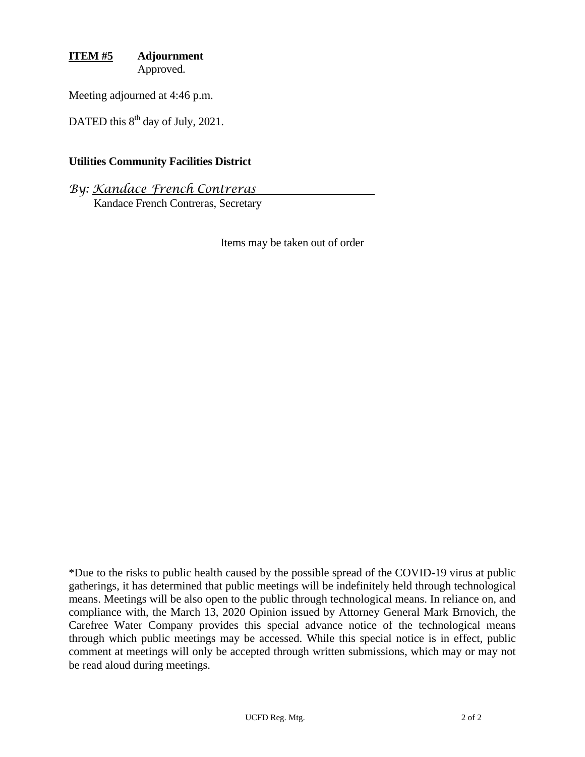**ITEM #5** **Adjournment**
Approved.

Meeting adjourned at 4:46 p.m.

DATED this 8th day of July, 2021.

**Utilities Community Facilities District**

*By: Kandace French Contreras*
Kandace French Contreras, Secretary

Items may be taken out of order

*Due to the risks to public health caused by the possible spread of the COVID-19 virus at public gatherings, it has determined that public meetings will be indefinitely held through technological means. Meetings will be also open to the public through technological means. In reliance on, and compliance with, the March 13, 2020 Opinion issued by Attorney General Mark Brnovich, the Carefree Water Company provides this special advance notice of the technological means through which public meetings may be accessed. While this special notice is in effect, public comment at meetings will only be accepted through written submissions, which may or may not be read aloud during meetings.